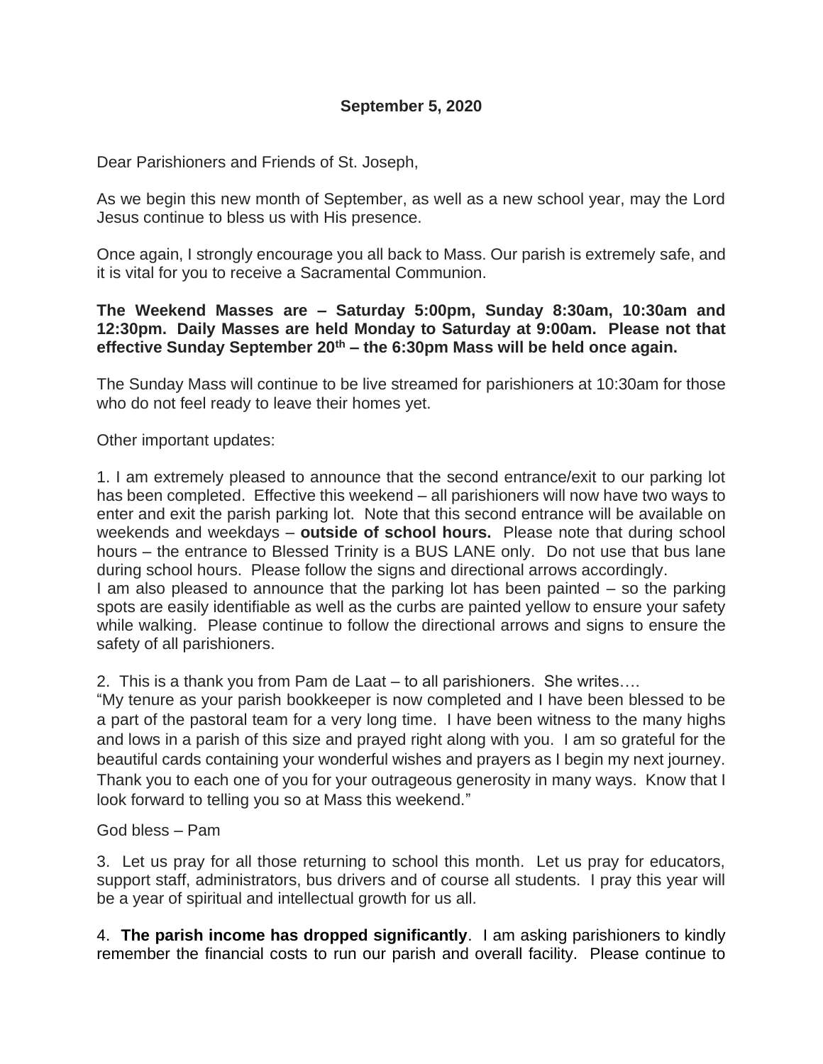**September 5, 2020**

Dear Parishioners and Friends of St. Joseph,

As we begin this new month of September, as well as a new school year, may the Lord Jesus continue to bless us with His presence.

Once again, I strongly encourage you all back to Mass. Our parish is extremely safe, and it is vital for you to receive a Sacramental Communion.

**The Weekend Masses are – Saturday 5:00pm, Sunday 8:30am, 10:30am and 12:30pm. Daily Masses are held Monday to Saturday at 9:00am. Please not that effective Sunday September 20th – the 6:30pm Mass will be held once again.**

The Sunday Mass will continue to be live streamed for parishioners at 10:30am for those who do not feel ready to leave their homes yet.

Other important updates:

1. I am extremely pleased to announce that the second entrance/exit to our parking lot has been completed. Effective this weekend – all parishioners will now have two ways to enter and exit the parish parking lot. Note that this second entrance will be available on weekends and weekdays – **outside of school hours.** Please note that during school hours – the entrance to Blessed Trinity is a BUS LANE only. Do not use that bus lane during school hours. Please follow the signs and directional arrows accordingly.
I am also pleased to announce that the parking lot has been painted – so the parking spots are easily identifiable as well as the curbs are painted yellow to ensure your safety while walking. Please continue to follow the directional arrows and signs to ensure the safety of all parishioners.

2. This is a thank you from Pam de Laat – to all parishioners. She writes….
"My tenure as your parish bookkeeper is now completed and I have been blessed to be a part of the pastoral team for a very long time. I have been witness to the many highs and lows in a parish of this size and prayed right along with you. I am so grateful for the beautiful cards containing your wonderful wishes and prayers as I begin my next journey. Thank you to each one of you for your outrageous generosity in many ways. Know that I look forward to telling you so at Mass this weekend."

God bless – Pam

3. Let us pray for all those returning to school this month. Let us pray for educators, support staff, administrators, bus drivers and of course all students. I pray this year will be a year of spiritual and intellectual growth for us all.

4. **The parish income has dropped significantly**. I am asking parishioners to kindly remember the financial costs to run our parish and overall facility. Please continue to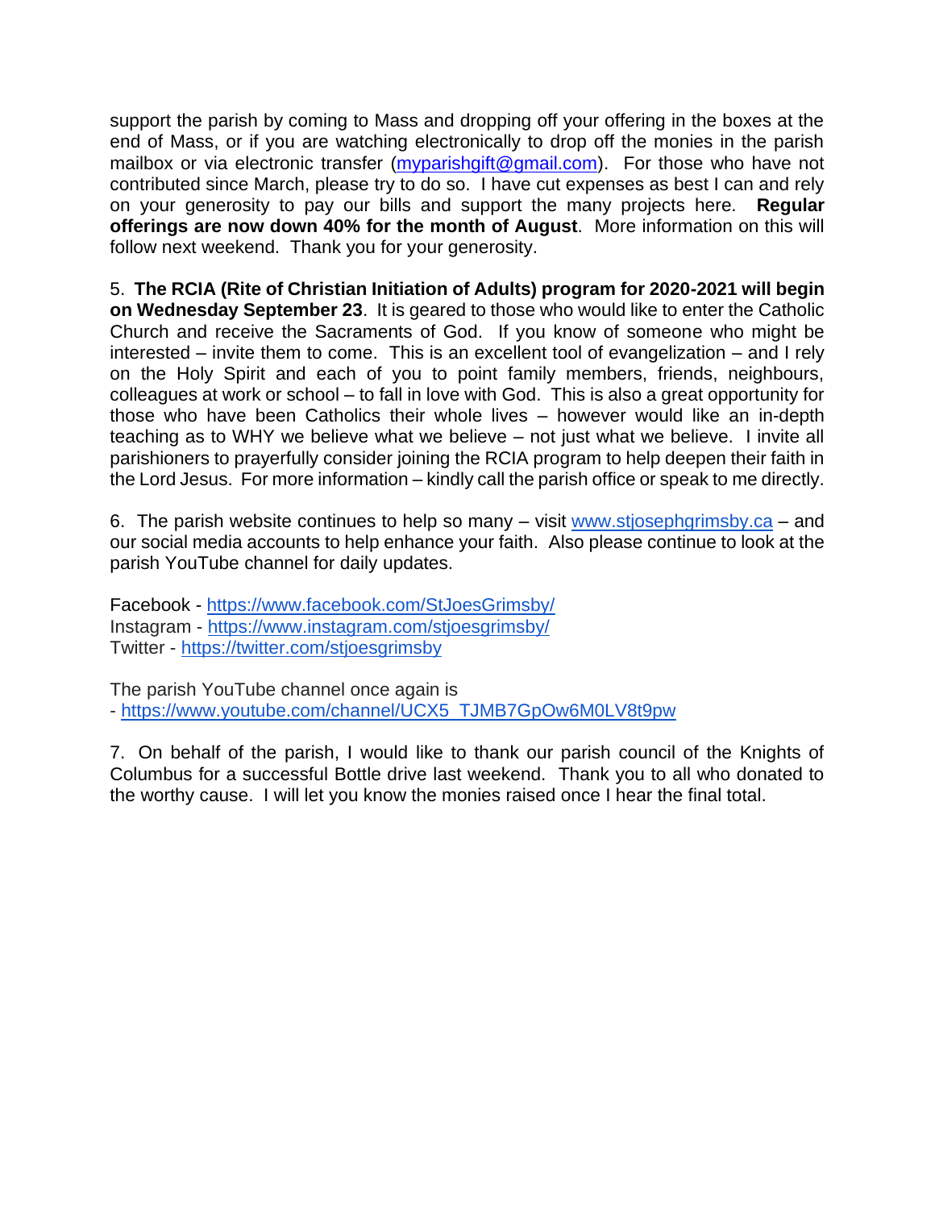support the parish by coming to Mass and dropping off your offering in the boxes at the end of Mass, or if you are watching electronically to drop off the monies in the parish mailbox or via electronic transfer (myparishgift@gmail.com). For those who have not contributed since March, please try to do so. I have cut expenses as best I can and rely on your generosity to pay our bills and support the many projects here. **Regular offerings are now down 40% for the month of August**. More information on this will follow next weekend. Thank you for your generosity.

5. **The RCIA (Rite of Christian Initiation of Adults) program for 2020-2021 will begin on Wednesday September 23**. It is geared to those who would like to enter the Catholic Church and receive the Sacraments of God. If you know of someone who might be interested – invite them to come. This is an excellent tool of evangelization – and I rely on the Holy Spirit and each of you to point family members, friends, neighbours, colleagues at work or school – to fall in love with God. This is also a great opportunity for those who have been Catholics their whole lives – however would like an in-depth teaching as to WHY we believe what we believe – not just what we believe. I invite all parishioners to prayerfully consider joining the RCIA program to help deepen their faith in the Lord Jesus. For more information – kindly call the parish office or speak to me directly.

6. The parish website continues to help so many – visit www.stjosephgrimsby.ca – and our social media accounts to help enhance your faith. Also please continue to look at the parish YouTube channel for daily updates.

Facebook - https://www.facebook.com/StJoesGrimsby/
Instagram - https://www.instagram.com/stjoesgrimsby/
Twitter - https://twitter.com/stjoesgrimsby

The parish YouTube channel once again is
- https://www.youtube.com/channel/UCX5_TJMB7GpOw6M0LV8t9pw

7. On behalf of the parish, I would like to thank our parish council of the Knights of Columbus for a successful Bottle drive last weekend. Thank you to all who donated to the worthy cause. I will let you know the monies raised once I hear the final total.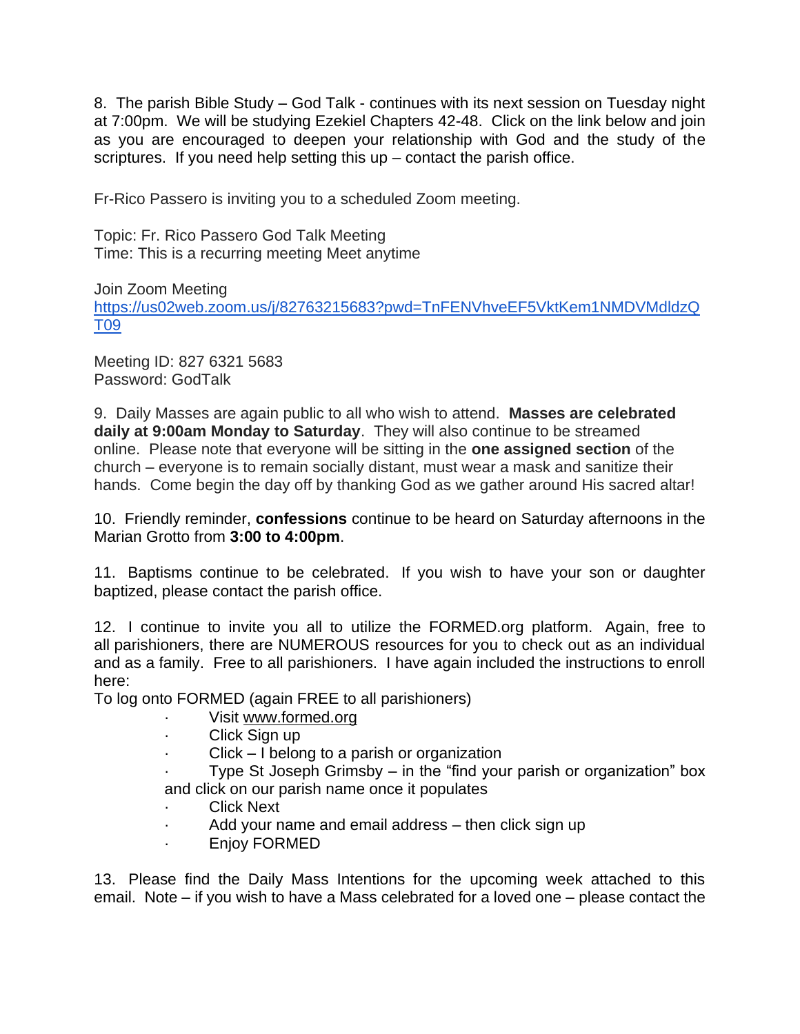8. The parish Bible Study – God Talk - continues with its next session on Tuesday night at 7:00pm. We will be studying Ezekiel Chapters 42-48. Click on the link below and join as you are encouraged to deepen your relationship with God and the study of the scriptures. If you need help setting this up – contact the parish office.

Fr-Rico Passero is inviting you to a scheduled Zoom meeting.

Topic: Fr. Rico Passero God Talk Meeting
Time: This is a recurring meeting Meet anytime

Join Zoom Meeting
https://us02web.zoom.us/j/82763215683?pwd=TnFENVhveEF5VktKem1NMDVMdldzQT09

Meeting ID: 827 6321 5683
Password: GodTalk

9. Daily Masses are again public to all who wish to attend. **Masses are celebrated daily at 9:00am Monday to Saturday**. They will also continue to be streamed online. Please note that everyone will be sitting in the **one assigned section** of the church – everyone is to remain socially distant, must wear a mask and sanitize their hands. Come begin the day off by thanking God as we gather around His sacred altar!

10. Friendly reminder, **confessions** continue to be heard on Saturday afternoons in the Marian Grotto from **3:00 to 4:00pm**.

11. Baptisms continue to be celebrated. If you wish to have your son or daughter baptized, please contact the parish office.

12. I continue to invite you all to utilize the FORMED.org platform. Again, free to all parishioners, there are NUMEROUS resources for you to check out as an individual and as a family. Free to all parishioners. I have again included the instructions to enroll here:

To log onto FORMED (again FREE to all parishioners)

- Visit www.formed.org
- Click Sign up
- Click – I belong to a parish or organization
- Type St Joseph Grimsby – in the "find your parish or organization" box and click on our parish name once it populates
- Click Next
- Add your name and email address – then click sign up
- Enjoy FORMED

13. Please find the Daily Mass Intentions for the upcoming week attached to this email. Note – if you wish to have a Mass celebrated for a loved one – please contact the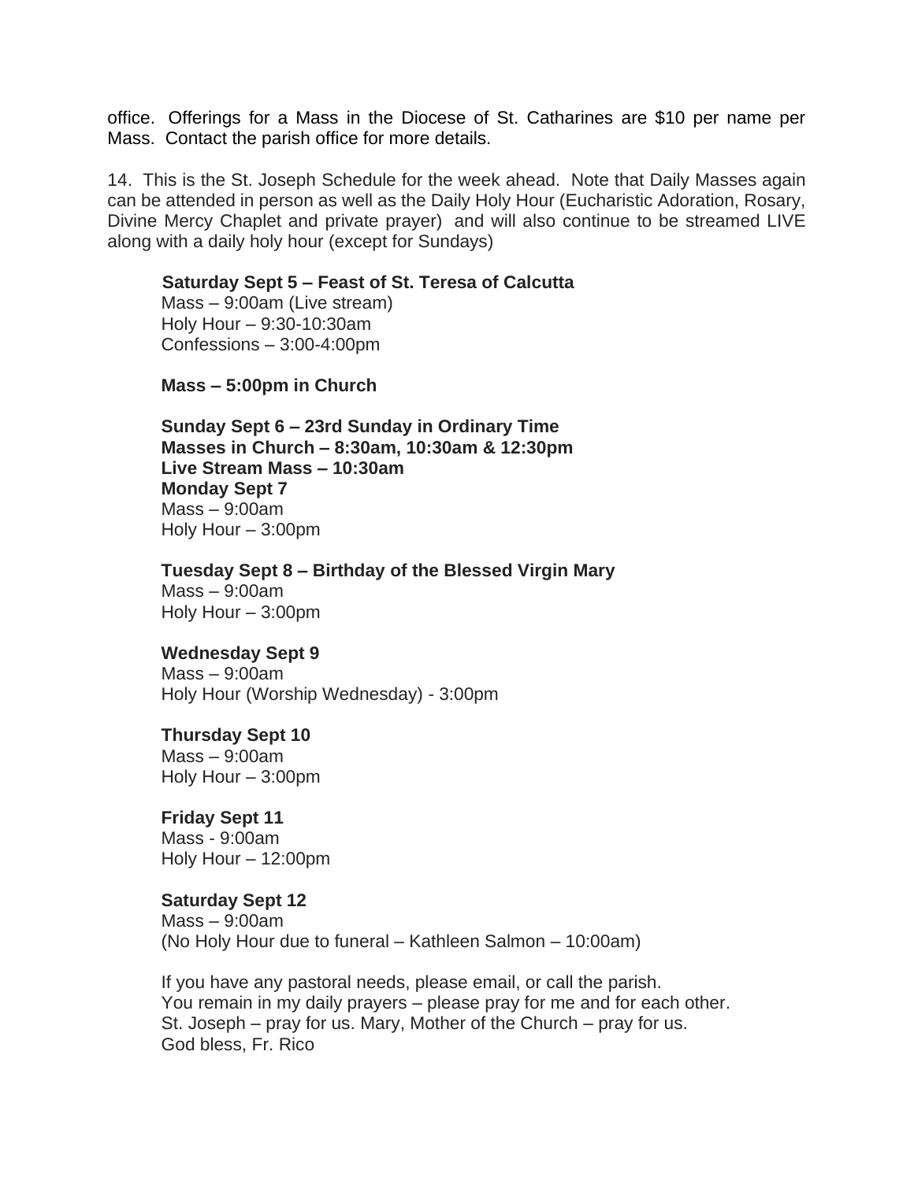office. Offerings for a Mass in the Diocese of St. Catharines are $10 per name per Mass. Contact the parish office for more details.

14. This is the St. Joseph Schedule for the week ahead. Note that Daily Masses again can be attended in person as well as the Daily Holy Hour (Eucharistic Adoration, Rosary, Divine Mercy Chaplet and private prayer) and will also continue to be streamed LIVE along with a daily holy hour (except for Sundays)

**Saturday Sept 5 – Feast of St. Teresa of Calcutta**
Mass – 9:00am (Live stream)
Holy Hour – 9:30-10:30am
Confessions – 3:00-4:00pm

**Mass – 5:00pm in Church**

**Sunday Sept 6 – 23rd Sunday in Ordinary Time**
**Masses in Church – 8:30am, 10:30am & 12:30pm**
**Live Stream Mass – 10:30am**
**Monday Sept 7**
Mass – 9:00am
Holy Hour – 3:00pm

**Tuesday Sept 8 – Birthday of the Blessed Virgin Mary**
Mass – 9:00am
Holy Hour – 3:00pm

**Wednesday Sept 9**
Mass – 9:00am
Holy Hour (Worship Wednesday) - 3:00pm

**Thursday Sept 10**
Mass – 9:00am
Holy Hour – 3:00pm

**Friday Sept 11**
Mass - 9:00am
Holy Hour – 12:00pm

**Saturday Sept 12**
Mass – 9:00am
(No Holy Hour due to funeral – Kathleen Salmon – 10:00am)

If you have any pastoral needs, please email, or call the parish.
You remain in my daily prayers – please pray for me and for each other.
St. Joseph – pray for us. Mary, Mother of the Church – pray for us.
God bless, Fr. Rico